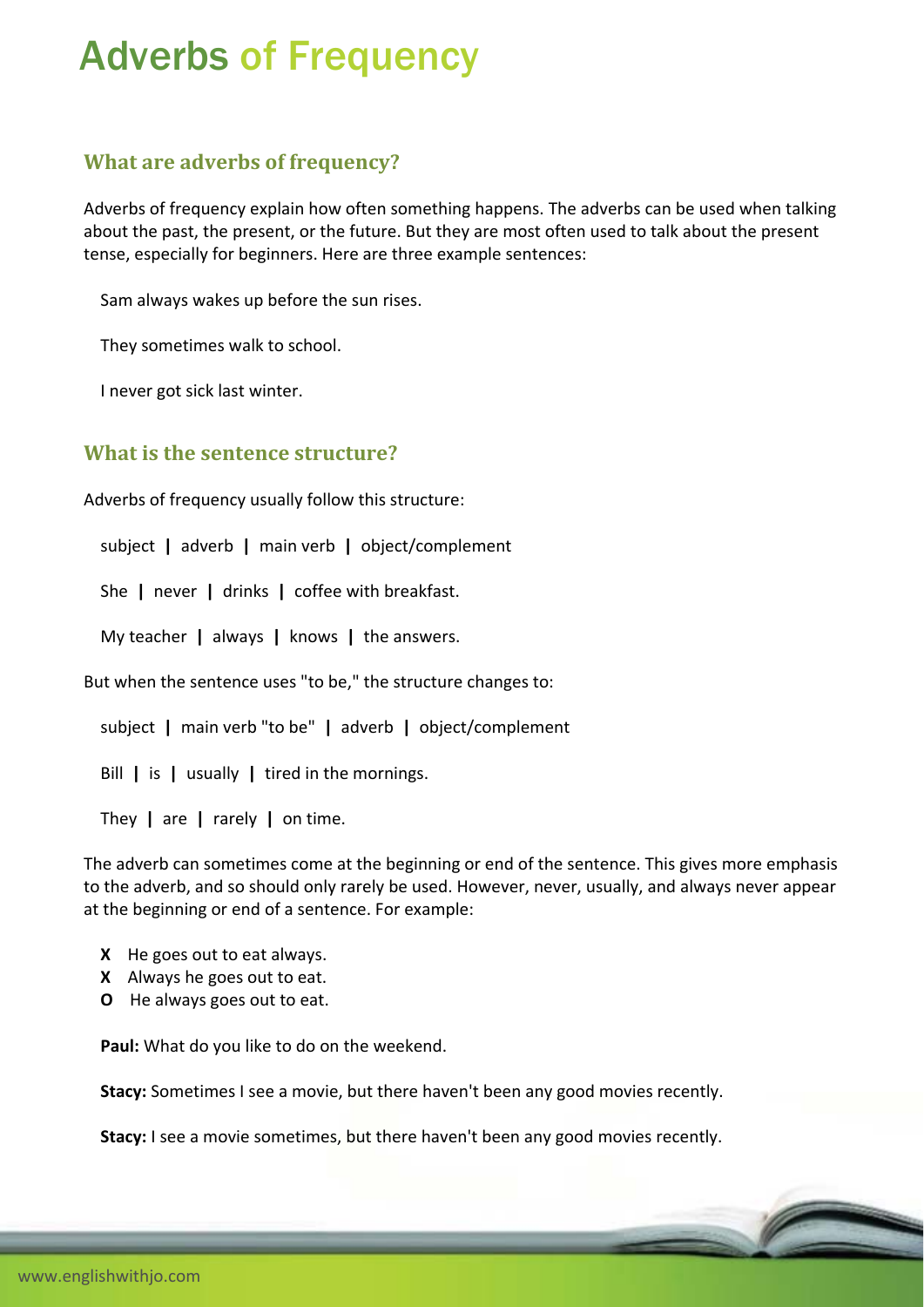# Adverbs of Frequency

## What are adverbs of frequency?

Adverbs of frequency explain how often something happens. The adverbs can be used when talking about the past, the present, or the future. But they are most often used to talk about the present tense, especially for beginners. Here are three example sentences:

Sam always wakes up before the sun rises.

They sometimes walk to school.

I never got sick last winter.

## What is the sentence structure?

Adverbs of frequency usually follow this structure:

subject **|** adverb **|** main verb **|** object/complement

She **|** never **|** drinks **|** coffee with breakfast.

My teacher **|** always **|** knows **|** the answers.

But when the sentence uses "to be," the structure changes to:

subject **|** main verb "to be" **|** adverb **|** object/complement

Bill **|** is **|** usually **|** tired in the mornings.

They **|** are **|** rarely **|** on time.

The adverb can sometimes come at the beginning or end of the sentence. This gives more emphasis to the adverb, and so should only rarely be used. However, never, usually, and always never appear at the beginning or end of a sentence. For example:

**X** He goes out to eat always.
**X** Always he goes out to eat.
**O** He always goes out to eat.

**Paul:** What do you like to do on the weekend.

**Stacy:** Sometimes I see a movie, but there haven't been any good movies recently.

**Stacy:** I see a movie sometimes, but there haven't been any good movies recently.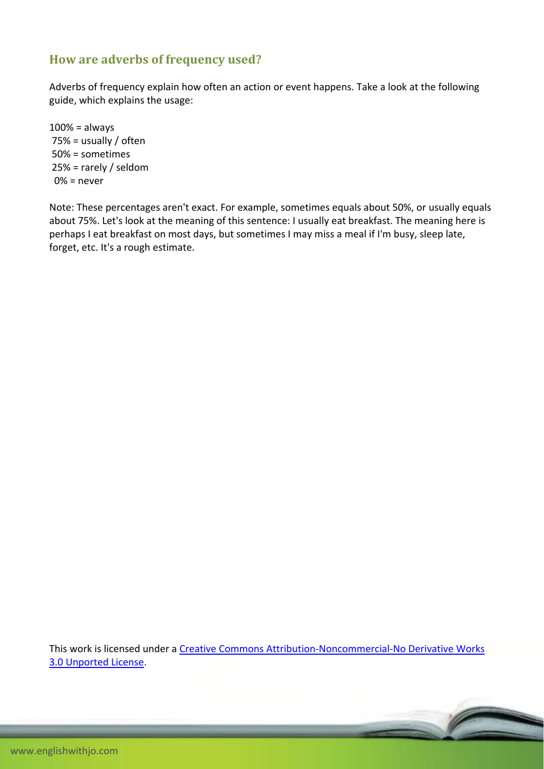## How are adverbs of frequency used?

Adverbs of frequency explain how often an action or event happens. Take a look at the following guide, which explains the usage:

100% = always
75% = usually / often
50% = sometimes
25% = rarely / seldom
0% = never

Note: These percentages aren't exact. For example, sometimes equals about 50%, or usually equals about 75%. Let's look at the meaning of this sentence: I usually eat breakfast. The meaning here is perhaps I eat breakfast on most days, but sometimes I may miss a meal if I'm busy, sleep late, forget, etc. It's a rough estimate.

This work is licensed under a Creative Commons Attribution-Noncommercial-No Derivative Works 3.0 Unported License.